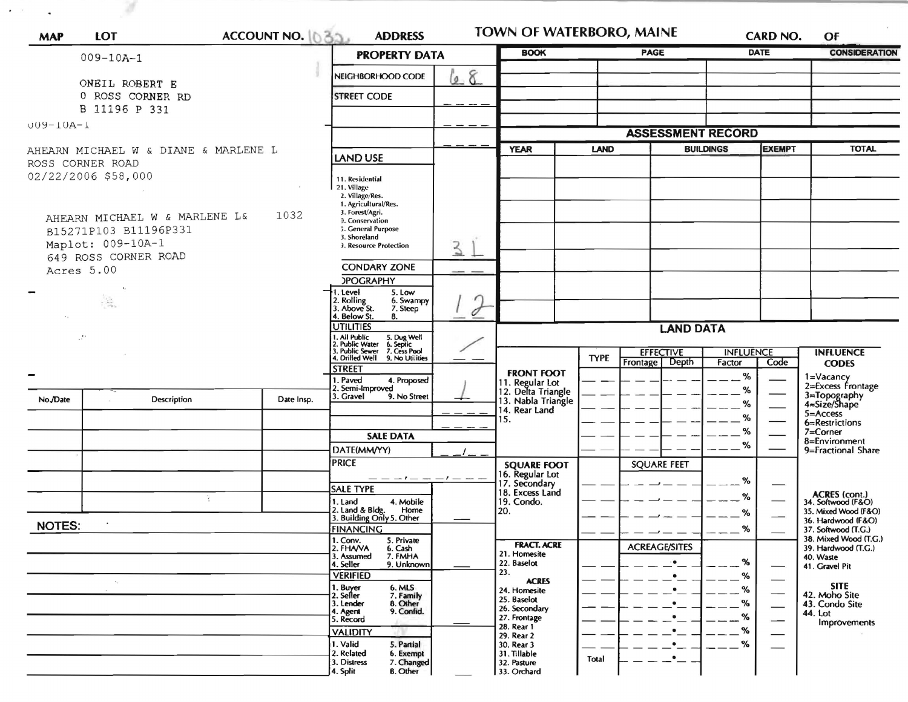| MAP | LOT | ACCOUNT NO. 1032 | ADDRESS | TOWN OF WATERBORO, MAINE | CARD NO. | OF |
|---|---|---|---|---|---|---|

009-10A-1

ONEIL ROBERT E
0 ROSS CORNER RD
B 11196 P 331

009-10A-1

AHEARN MICHAEL W & DIANE & MARLENE L
ROSS CORNER ROAD
02/22/2006 $58,000

AHEARN MICHAEL W & MARLENE L& 1032
B15271P103 B11196P331
Maplot: 009-10A-1
649 ROSS CORNER ROAD
Acres 5.00

| No./Date | Description | Date Insp. |
|---|---|---|
| | | |
| | | |
| | | |
| | | |
| | | |

**NOTES:**

## PROPERTY DATA

| | |
|---|---|
| NEIGHBORHOOD CODE | 68 |
| STREET CODE | |
| LAND USE (11. Residential, 21. Village, 2. Village/Res., 1. Agricultural/Res., 3. Forest/Agri., 3. Conservation, 5. General Purpose, 3. Shoreland, 3. Resource Protection) | 31 |
| SECONDARY ZONE | |
| TOPOGRAPHY (1. Level, 2. Rolling, 3. Above St., 4. Below St., 5. Low, 6. Swampy, 7. Steep, 8.) | 12 |
| UTILITIES (1. All Public, 2. Public Water, 3. Public Sewer, 4. Drilled Well, 5. Dug Well, 6. Septic, 7. Cess Pool, 9. No Utilities) | / |
| STREET (1. Paved, 2. Semi-Improved, 3. Gravel, 4. Proposed, 9. No Street) | 1 |

## SALE DATA

| | |
|---|---|
| DATE(MM/YY) | |
| PRICE | |
| SALE TYPE (1. Land, 2. Land & Bldg., 3. Building Only, 4. Mobile Home, 5. Other) | |
| FINANCING (1. Conv., 2. FHA/VA, 3. Assumed, 4. Seller, 5. Private, 6. Cash, 7. FMHA, 9. Unknown) | |
| VERIFIED (1. Buyer, 2. Seller, 3. Lender, 4. Agent, 5. Record, 6. MLS, 7. Family, 8. Other, 9. Confid.) | |
| VALIDITY (1. Valid, 2. Related, 3. Distress, 4. Split, 5. Partial, 6. Exempt, 7. Changed, 8. Other) | |

| BOOK | PAGE | DATE | CONSIDERATION |
|---|---|---|---|
| | | | |
| | | | |
| | | | |
| | | | |

## ASSESSMENT RECORD

| YEAR | LAND | BUILDINGS | EXEMPT | TOTAL |
|---|---|---|---|---|
| | | | | |
| | | | | |
| | | | | |
| | | | | |
| | | | | |
| | | | | |
| | | | | |

## LAND DATA

| | TYPE | EFFECTIVE Frontage | EFFECTIVE Depth | INFLUENCE Factor | INFLUENCE Code |
|---|---|---|---|---|---|
| FRONT FOOT: 11. Regular Lot, 12. Delta Triangle, 13. Nabla Triangle, 14. Rear Land, 15. | | | | % | |
| SQUARE FOOT: 16. Regular Lot, 17. Secondary, 18. Excess Land, 19. Condo., 20. | | SQUARE FEET | | % | |
| FRACT. ACRE: 21. Homesite, 22. Baselot, 23. ACRES: 24. Homesite, 25. Baselot, 26. Secondary, 27. Frontage, 28. Rear 1, 29. Rear 2, 30. Rear 3, 31. Tillable, 32. Pasture, 33. Orchard | | ACREAGE/SITES | | % | |
| | Total | | | | |

**INFLUENCE CODES**
1=Vacancy
2=Excess Frontage
3=Topography
4=Size/Shape
5=Access
6=Restrictions
7=Corner
8=Environment
9=Fractional Share

**ACRES (cont.)**
34. Softwood (F&O)
35. Mixed Wood (F&O)
36. Hardwood (F&O)
37. Softwood (T.G.)
38. Mixed Wood (T.G.)
39. Hardwood (T.G.)
40. Waste
41. Gravel Pit

**SITE**
42. Moho Site
43. Condo Site
44. Lot Improvements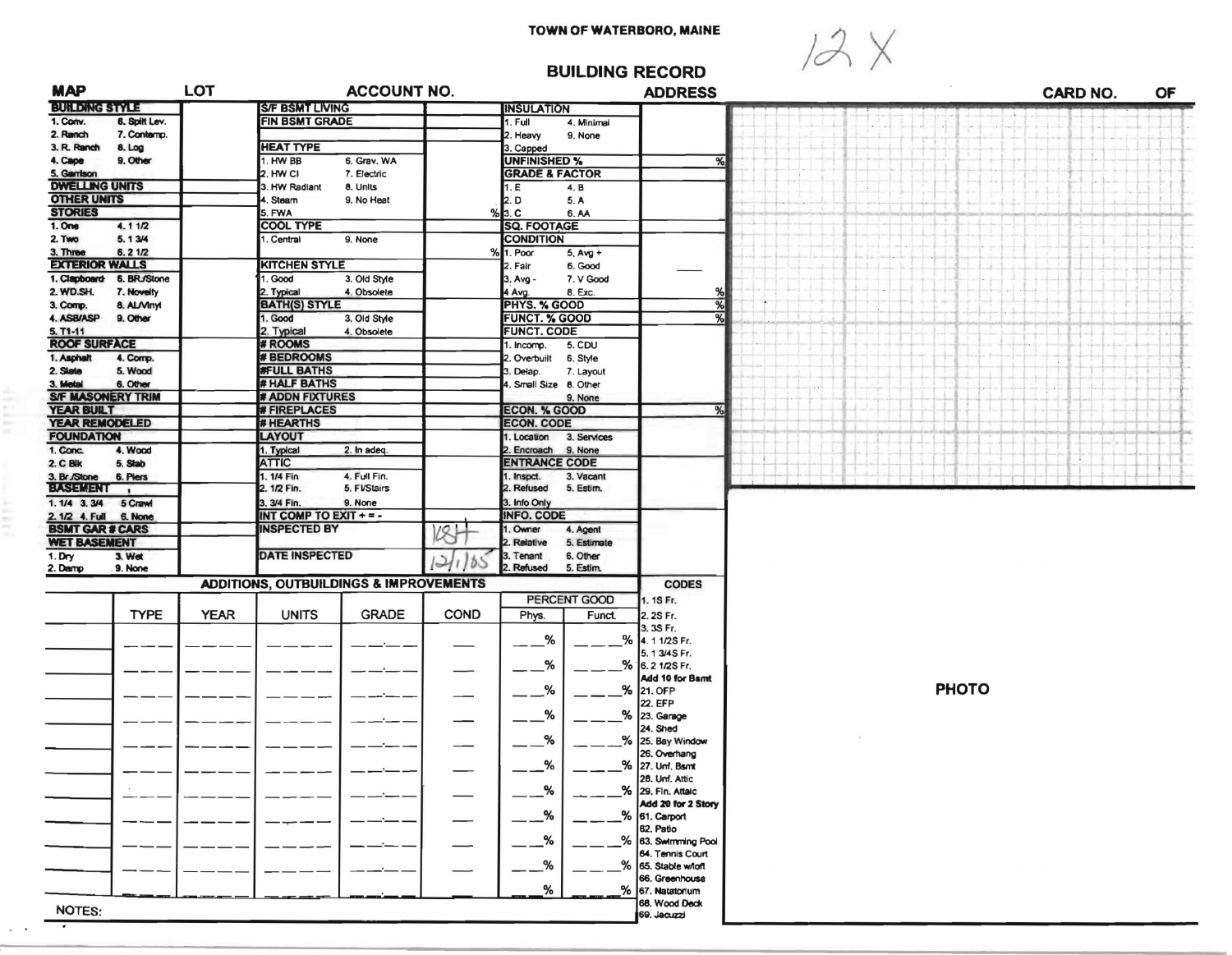TOWN OF WATERBORO, MAINE

12X

## BUILDING RECORD

| MAP | LOT | ACCOUNT NO. | ADDRESS | CARD NO. | OF |
|---|---|---|---|---|---|

| | | | | | |
|---|---|---|---|---|---|
| **BUILDING STYLE** 1. Conv. 6. Split Lev. 2. Ranch 7. Contemp. 3. R. Ranch 8. Log 4. Cape 9. Other 5. Garrison | | **S/F BSMT LIVING** | | **INSULATION** 1. Full 4. Minimal 2. Heavy 9. None 3. Capped | |
| **DWELLING UNITS** | | **FIN BSMT GRADE** | | **UNFINISHED %** | % |
| **OTHER UNITS** | | **HEAT TYPE** 1. HW BB 6. Grav. WA 2. HW CI 7. Electric 3. HW Radiant 8. Units 4. Steam 9. No Heat 5. FWA | % | **GRADE & FACTOR** 1. E 4. B 2. D 5. A 3. C 6. AA | |
| **STORIES** 1. One 4. 1 1/2 2. Two 5. 1 3/4 3. Three 6. 2 1/2 | | **COOL TYPE** 1. Central 9. None | % | **SQ. FOOTAGE** | |
| **EXTERIOR WALLS** 1. Clapboard 6. BR./Stone 2. WD.SH. 7. Novelty 3. Comp. 8. AL/Vinyl 4. ASB/ASP 9. Other 5. T1-11 | | **KITCHEN STYLE** 1. Good 3. Old Style 2. Typical 4. Obsolete | | **CONDITION** 1. Poor 5. Avg + 2. Fair 6. Good 3. Avg - 7. V Good 4 Avg. 8. Exc. | |
| **ROOF SURFACE** 1. Asphalt 4. Comp. 2. Slate 5. Wood 3. Metal 6. Other | | **BATH(S) STYLE** 1. Good 3. Old Style 2. Typical 4. Obsolete | | **PHYS. % GOOD** | % |
| **S/F MASONERY TRIM** | | **# ROOMS** | | **FUNCT. % GOOD** | % |
| **YEAR BUILT** | | **# BEDROOMS** | | **FUNCT. CODE** 1. Incomp. 5. CDU 2. Overbuilt 6. Style 3. Delap. 7. Layout 4. Small Size 8. Other 9. None | |
| **YEAR REMODELED** | | **#FULL BATHS** | | **ECON. % GOOD** | % |
| **FOUNDATION** 1. Conc. 4. Wood 2. C Blk 5. Slab 3. Br./Stone 6. Piers | | **# HALF BATHS** | | **ECON. CODE** 1. Location 3. Services 2. Encroach 9. None | |
| **BASEMENT** 1. 1/4 3. 3/4 5 Crawl 2. 1/2 4. Full 6. None | | **# ADDN FIXTURES** | | **ENTRANCE CODE** 1. Inspct. 3. Vacant 2. Refused 5. Estim. 3. Info Only | |
| **BSMT GAR # CARS** | | **# FIREPLACES** | | **INFO. CODE** 1. Owner 4. Agent 2. Relative 5. Estimate 3. Tenant 6. Other 2. Refused 5. Estim. | |
| **WET BASEMENT** 1. Dry 3. Wet 2. Damp 9. None | | **# HEARTHS** | | | |
| | | **LAYOUT** 1. Typical 2. In adeq. | | | |
| | | **ATTIC** 1. 1/4 Fin 4. Full Fin. 2. 1/2 Fin. 5. Fl/Stairs 3. 3/4 Fin. 9. None | | | |
| | | **INT COMP TO EXIT + = -** | | | |
| | | **INSPECTED BY** | 1084 | | |
| | | **DATE INSPECTED** | 12/1/05 | | |

### ADDITIONS, OUTBUILDINGS & IMPROVEMENTS

| | TYPE | YEAR | UNITS | GRADE | COND | PERCENT GOOD Phys. | Funct. |
|---|---|---|---|---|---|---|---|
| | | | | | | % | % |
| | | | | | | % | % |
| | | | | | | % | % |
| | | | | | | % | % |
| | | | | | | % | % |
| | | | | | | % | % |
| | | | | | | % | % |
| | | | | | | % | % |
| | | | | | | % | % |
| | | | | | | % | % |
| | | | | | | % | % |

**CODES**
1. 1S Fr.
2. 2S Fr.
3. 3S Fr.
4. 1 1/2S Fr.
5. 1 3/4S Fr.
6. 2 1/2S Fr.

**Add 10 for Bsmt**

21. OFP
22. EFP
23. Garage
24. Shed
25. Bay Window
26. Overhang
27. Unf. Bsmt
28. Unf. Attic
29. Fin. Attaic

**Add 20 for 2 Story**

61. Carport
62. Patio
63. Swimming Pool
64. Tennis Court
65. Stable w/loft
66. Greenhouse
67. Natatorium
68. Wood Deck
69. Jacuzzi

NOTES:

PHOTO